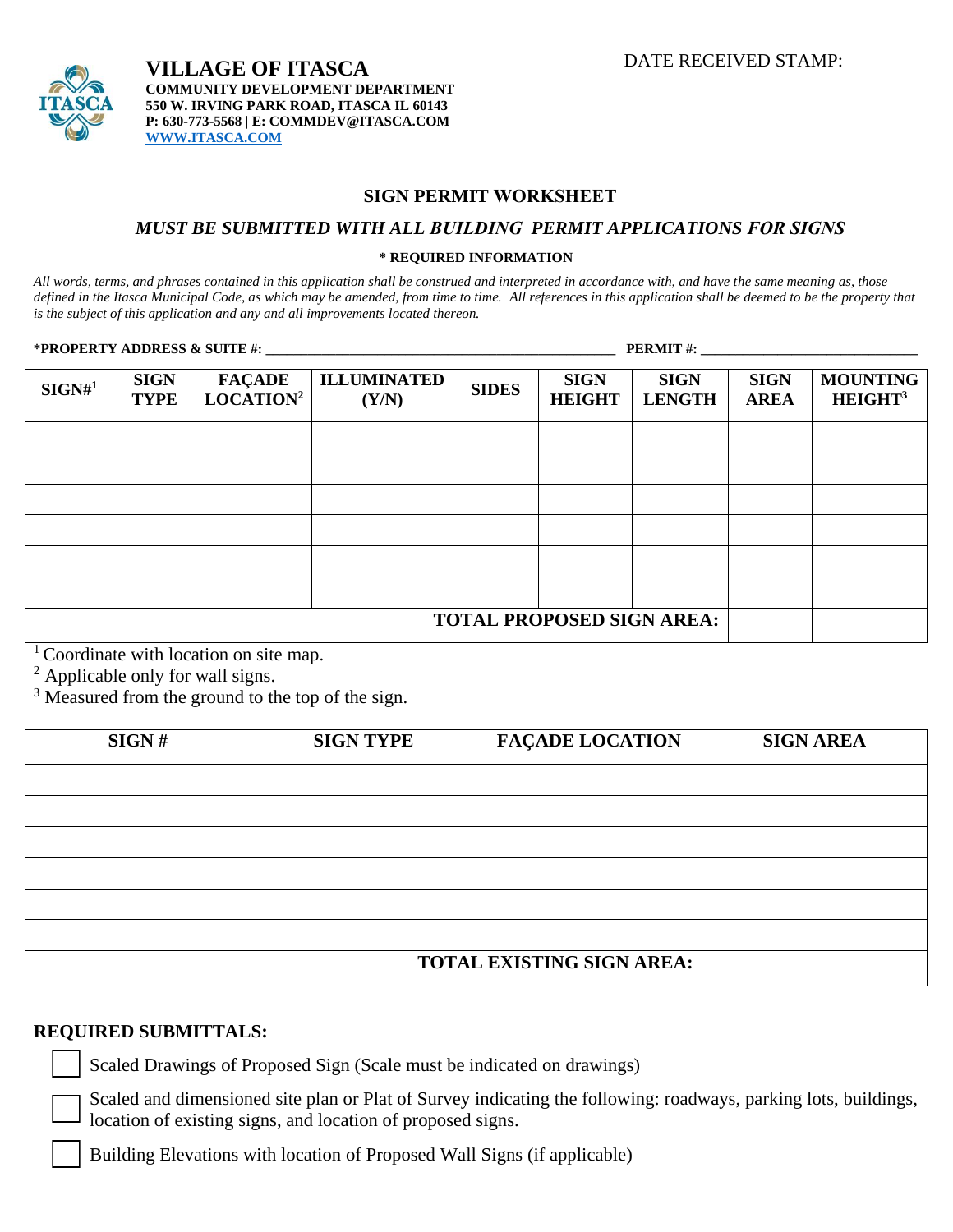# VILLAGE OF ITASCA

**COMMUNITY DEVELOPMENT DEPARTMENT**
**550 W. IRVING PARK ROAD, ITASCA IL 60143**
**P: 630-773-5568 | E: COMMDEV@ITASCA.COM**
**WWW.ITASCA.COM**

DATE RECEIVED STAMP:

## SIGN PERMIT WORKSHEET

***MUST BE SUBMITTED WITH ALL BUILDING PERMIT APPLICATIONS FOR SIGNS***

**\* REQUIRED INFORMATION**

*All words, terms, and phrases contained in this application shall be construed and interpreted in accordance with, and have the same meaning as, those defined in the Itasca Municipal Code, as which may be amended, from time to time. All references in this application shall be deemed to be the property that is the subject of this application and any and all improvements located thereon.*

**\*PROPERTY ADDRESS & SUITE #:** ______________________________ **PERMIT #:** ______________________

| SIGN#[1] | SIGN TYPE | FAÇADE LOCATION[2] | ILLUMINATED (Y/N) | SIDES | SIGN HEIGHT | SIGN LENGTH | SIGN AREA | MOUNTING HEIGHT[3] |
|---|---|---|---|---|---|---|---|---|
| | | | | | | | | |
| | | | | | | | | |
| | | | | | | | | |
| | | | | | | | | |
| | | | | | | | | |
| | | | | | | | | |
| **TOTAL PROPOSED SIGN AREA:** | | | | | | | | |

[1] Coordinate with location on site map.
[2] Applicable only for wall signs.
[3] Measured from the ground to the top of the sign.

| SIGN # | SIGN TYPE | FAÇADE LOCATION | SIGN AREA |
|---|---|---|---|
| | | | |
| | | | |
| | | | |
| | | | |
| | | | |
| | | | |
| **TOTAL EXISTING SIGN AREA:** | | | |

**REQUIRED SUBMITTALS:**

- ☐ Scaled Drawings of Proposed Sign (Scale must be indicated on drawings)
- ☐ Scaled and dimensioned site plan or Plat of Survey indicating the following: roadways, parking lots, buildings, location of existing signs, and location of proposed signs.
- ☐ Building Elevations with location of Proposed Wall Signs (if applicable)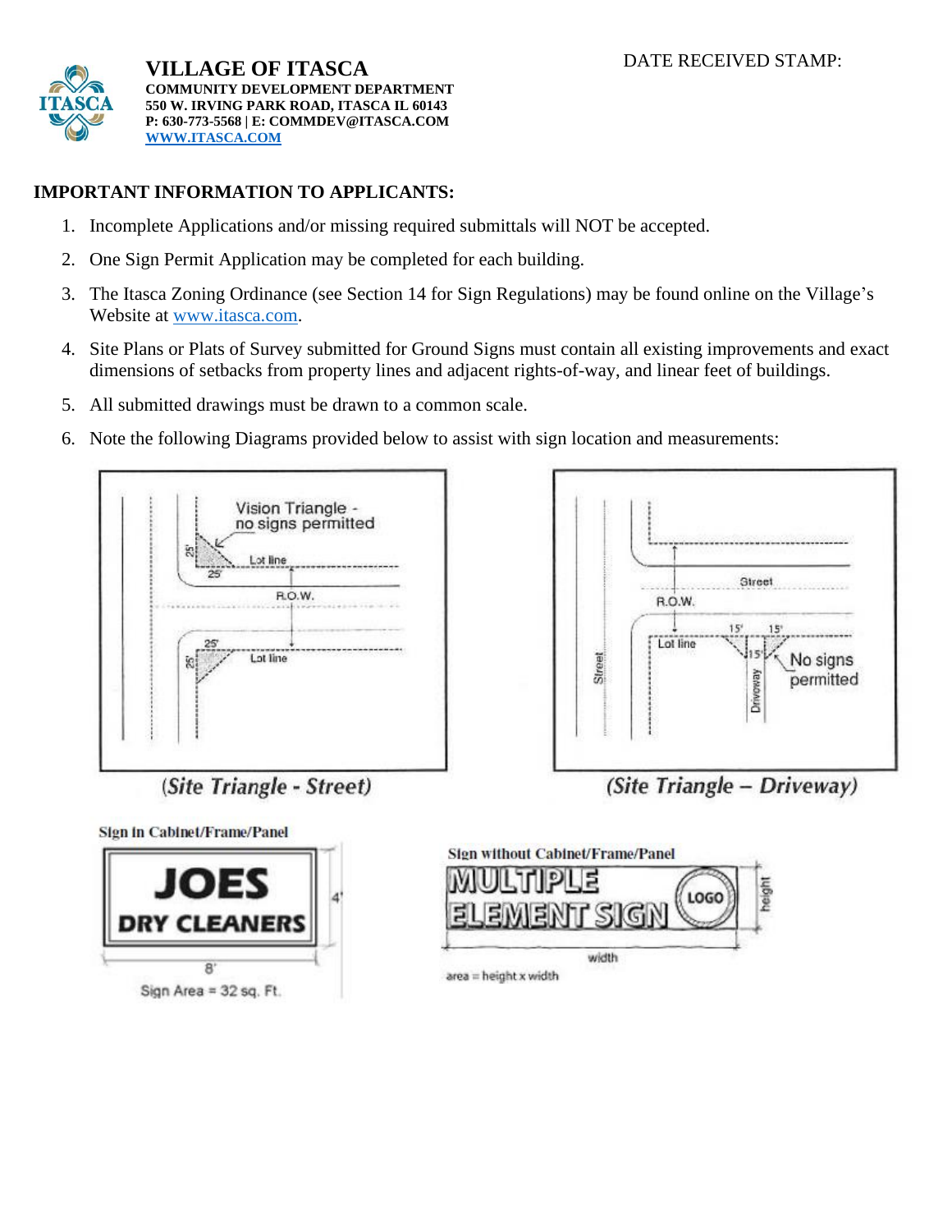DATE RECEIVED STAMP:

# VILLAGE OF ITASCA

**COMMUNITY DEVELOPMENT DEPARTMENT**
**550 W. IRVING PARK ROAD, ITASCA IL 60143**
**P: 630-773-5568 | E: COMMDEV@ITASCA.COM**
**WWW.ITASCA.COM**

## IMPORTANT INFORMATION TO APPLICANTS:

1. Incomplete Applications and/or missing required submittals will NOT be accepted.
2. One Sign Permit Application may be completed for each building.
3. The Itasca Zoning Ordinance (see Section 14 for Sign Regulations) may be found online on the Village's Website at www.itasca.com.
4. Site Plans or Plats of Survey submitted for Ground Signs must contain all existing improvements and exact dimensions of setbacks from property lines and adjacent rights-of-way, and linear feet of buildings.
5. All submitted drawings must be drawn to a common scale.
6. Note the following Diagrams provided below to assist with sign location and measurements:

Vision Triangle - no signs permitted
25'
25'
Lot line
R.O.W.
25'
25'
Lot line

*(Site Triangle - Street)*

Street
R.O.W.
Lot line
15'
15'
15'
No signs permitted
Street
Driveway

*(Site Triangle – Driveway)*

Sign in Cabinet/Frame/Panel

JOES DRY CLEANERS
4'
8'
Sign Area = 32 sq. Ft.

Sign without Cabinet/Frame/Panel

MULTIPLE ELEMENT SIGN
LOGO
height
width
area = height x width